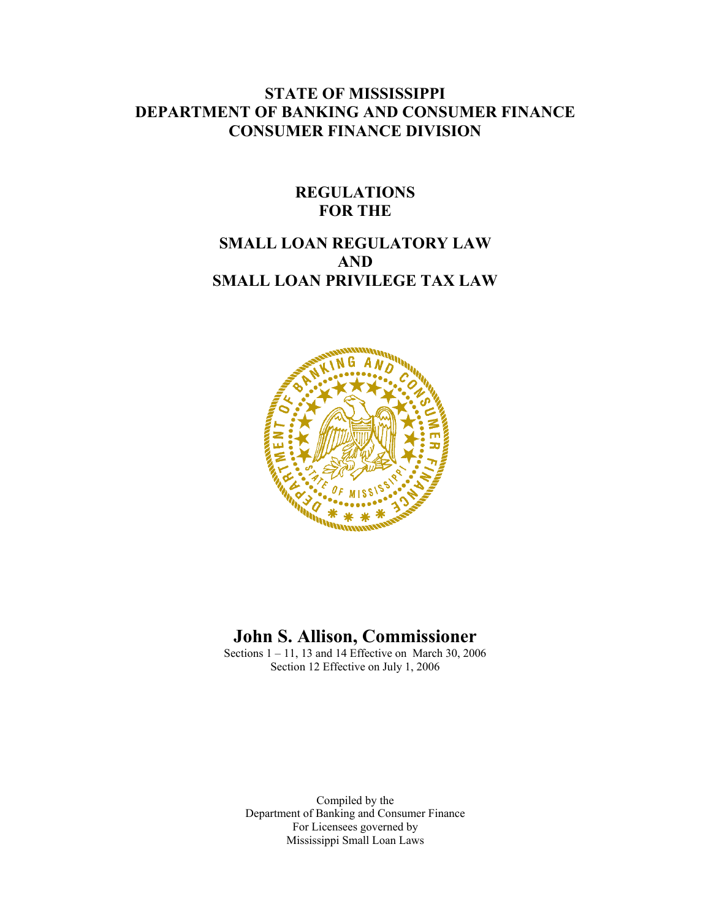# STATE OF MISSISSIPPI
# DEPARTMENT OF BANKING AND CONSUMER FINANCE
# CONSUMER FINANCE DIVISION

## REGULATIONS
## FOR THE

## SMALL LOAN REGULATORY LAW
## AND
## SMALL LOAN PRIVILEGE TAX LAW

# John S. Allison, Commissioner

Sections 1 – 11, 13 and 14 Effective on March 30, 2006
Section 12 Effective on July 1, 2006

Compiled by the
Department of Banking and Consumer Finance
For Licensees governed by
Mississippi Small Loan Laws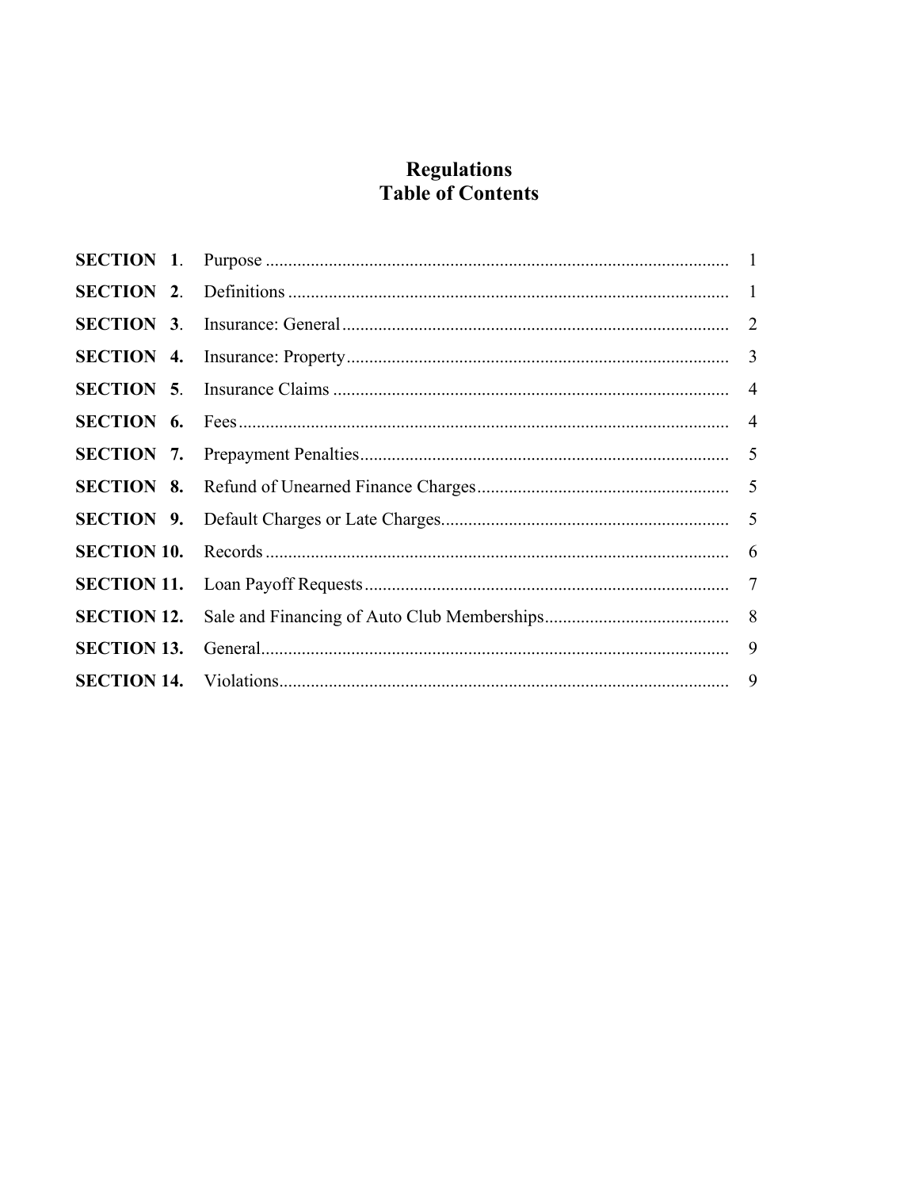# Regulations
# Table of Contents

| | | |
|---|---|---|
| **SECTION 1**. | Purpose | 1 |
| **SECTION 2**. | Definitions | 1 |
| **SECTION 3**. | Insurance: General | 2 |
| **SECTION 4.** | Insurance: Property | 3 |
| **SECTION 5**. | Insurance Claims | 4 |
| **SECTION 6.** | Fees | 4 |
| **SECTION 7.** | Prepayment Penalties | 5 |
| **SECTION 8.** | Refund of Unearned Finance Charges | 5 |
| **SECTION 9.** | Default Charges or Late Charges | 5 |
| **SECTION 10.** | Records | 6 |
| **SECTION 11.** | Loan Payoff Requests | 7 |
| **SECTION 12.** | Sale and Financing of Auto Club Memberships | 8 |
| **SECTION 13.** | General | 9 |
| **SECTION 14.** | Violations | 9 |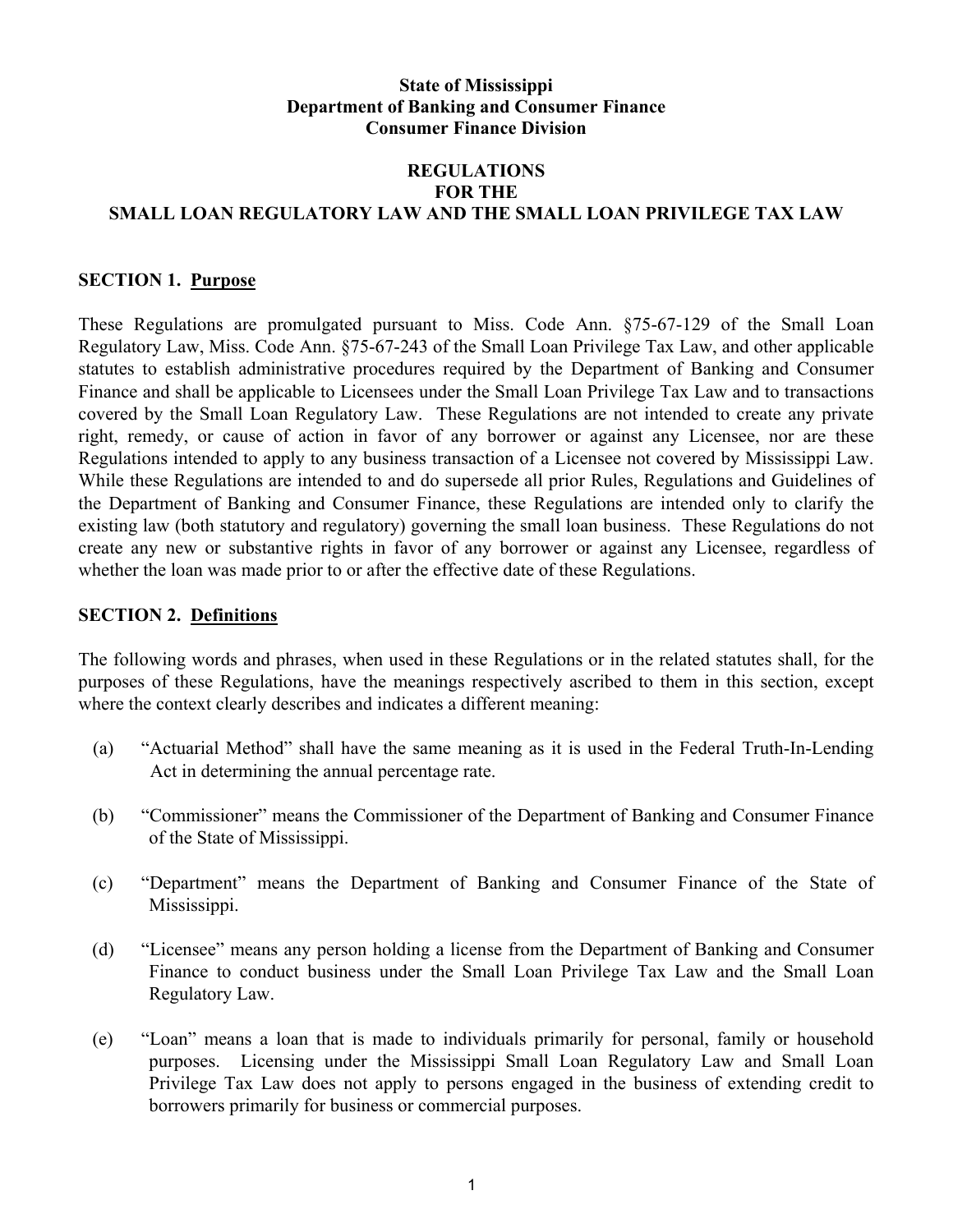**State of Mississippi**
**Department of Banking and Consumer Finance**
**Consumer Finance Division**

# REGULATIONS FOR THE SMALL LOAN REGULATORY LAW AND THE SMALL LOAN PRIVILEGE TAX LAW

## SECTION 1. Purpose

These Regulations are promulgated pursuant to Miss. Code Ann. §75-67-129 of the Small Loan Regulatory Law, Miss. Code Ann. §75-67-243 of the Small Loan Privilege Tax Law, and other applicable statutes to establish administrative procedures required by the Department of Banking and Consumer Finance and shall be applicable to Licensees under the Small Loan Privilege Tax Law and to transactions covered by the Small Loan Regulatory Law. These Regulations are not intended to create any private right, remedy, or cause of action in favor of any borrower or against any Licensee, nor are these Regulations intended to apply to any business transaction of a Licensee not covered by Mississippi Law. While these Regulations are intended to and do supersede all prior Rules, Regulations and Guidelines of the Department of Banking and Consumer Finance, these Regulations are intended only to clarify the existing law (both statutory and regulatory) governing the small loan business. These Regulations do not create any new or substantive rights in favor of any borrower or against any Licensee, regardless of whether the loan was made prior to or after the effective date of these Regulations.

## SECTION 2. Definitions

The following words and phrases, when used in these Regulations or in the related statutes shall, for the purposes of these Regulations, have the meanings respectively ascribed to them in this section, except where the context clearly describes and indicates a different meaning:

(a) "Actuarial Method" shall have the same meaning as it is used in the Federal Truth-In-Lending Act in determining the annual percentage rate.

(b) "Commissioner" means the Commissioner of the Department of Banking and Consumer Finance of the State of Mississippi.

(c) "Department" means the Department of Banking and Consumer Finance of the State of Mississippi.

(d) "Licensee" means any person holding a license from the Department of Banking and Consumer Finance to conduct business under the Small Loan Privilege Tax Law and the Small Loan Regulatory Law.

(e) "Loan" means a loan that is made to individuals primarily for personal, family or household purposes. Licensing under the Mississippi Small Loan Regulatory Law and Small Loan Privilege Tax Law does not apply to persons engaged in the business of extending credit to borrowers primarily for business or commercial purposes.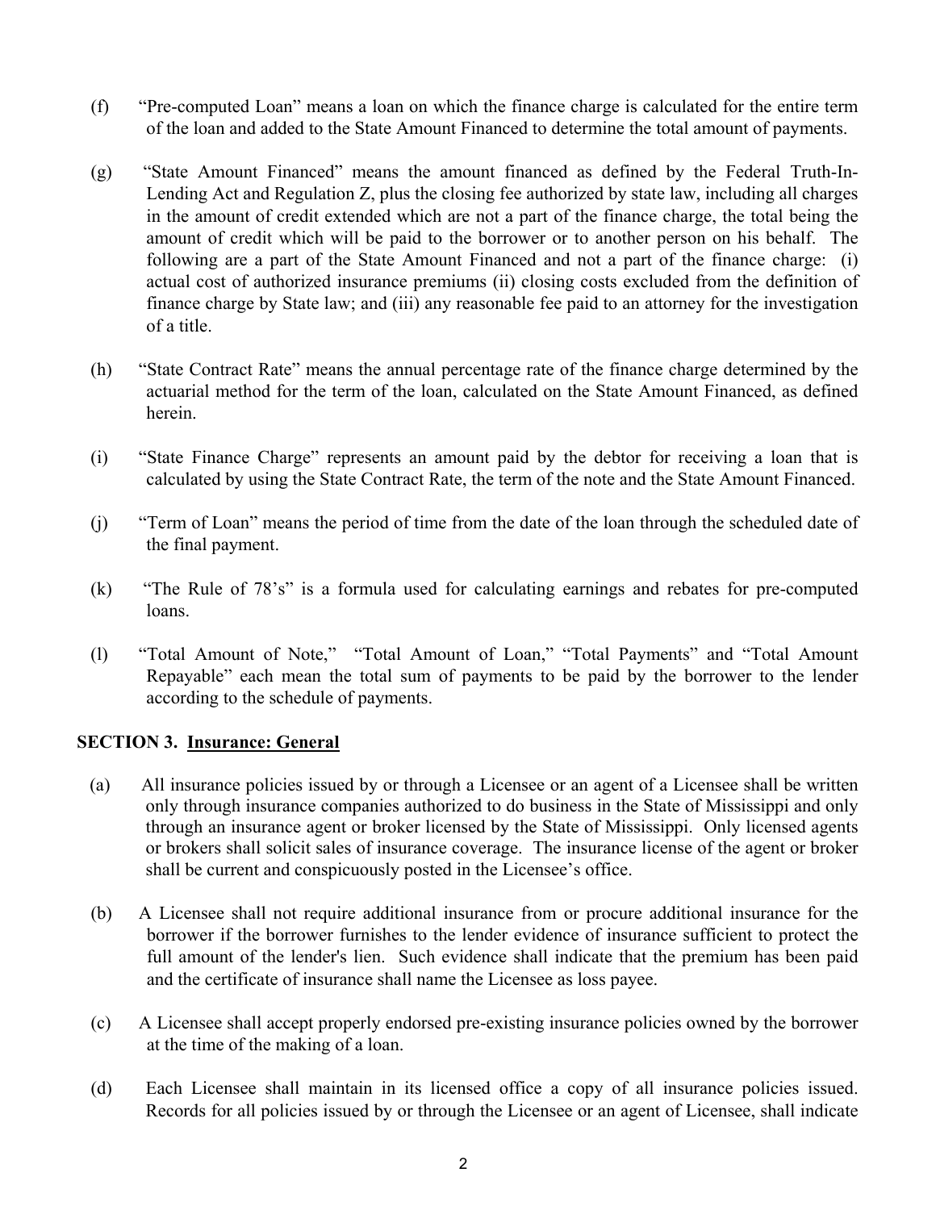(f) "Pre-computed Loan" means a loan on which the finance charge is calculated for the entire term of the loan and added to the State Amount Financed to determine the total amount of payments.

(g) "State Amount Financed" means the amount financed as defined by the Federal Truth-In-Lending Act and Regulation Z, plus the closing fee authorized by state law, including all charges in the amount of credit extended which are not a part of the finance charge, the total being the amount of credit which will be paid to the borrower or to another person on his behalf. The following are a part of the State Amount Financed and not a part of the finance charge: (i) actual cost of authorized insurance premiums (ii) closing costs excluded from the definition of finance charge by State law; and (iii) any reasonable fee paid to an attorney for the investigation of a title.

(h) "State Contract Rate" means the annual percentage rate of the finance charge determined by the actuarial method for the term of the loan, calculated on the State Amount Financed, as defined herein.

(i) "State Finance Charge" represents an amount paid by the debtor for receiving a loan that is calculated by using the State Contract Rate, the term of the note and the State Amount Financed.

(j) "Term of Loan" means the period of time from the date of the loan through the scheduled date of the final payment.

(k) "The Rule of 78's" is a formula used for calculating earnings and rebates for pre-computed loans.

(l) "Total Amount of Note," "Total Amount of Loan," "Total Payments" and "Total Amount Repayable" each mean the total sum of payments to be paid by the borrower to the lender according to the schedule of payments.

## SECTION 3. Insurance: General

(a) All insurance policies issued by or through a Licensee or an agent of a Licensee shall be written only through insurance companies authorized to do business in the State of Mississippi and only through an insurance agent or broker licensed by the State of Mississippi. Only licensed agents or brokers shall solicit sales of insurance coverage. The insurance license of the agent or broker shall be current and conspicuously posted in the Licensee's office.

(b) A Licensee shall not require additional insurance from or procure additional insurance for the borrower if the borrower furnishes to the lender evidence of insurance sufficient to protect the full amount of the lender's lien. Such evidence shall indicate that the premium has been paid and the certificate of insurance shall name the Licensee as loss payee.

(c) A Licensee shall accept properly endorsed pre-existing insurance policies owned by the borrower at the time of the making of a loan.

(d) Each Licensee shall maintain in its licensed office a copy of all insurance policies issued. Records for all policies issued by or through the Licensee or an agent of Licensee, shall indicate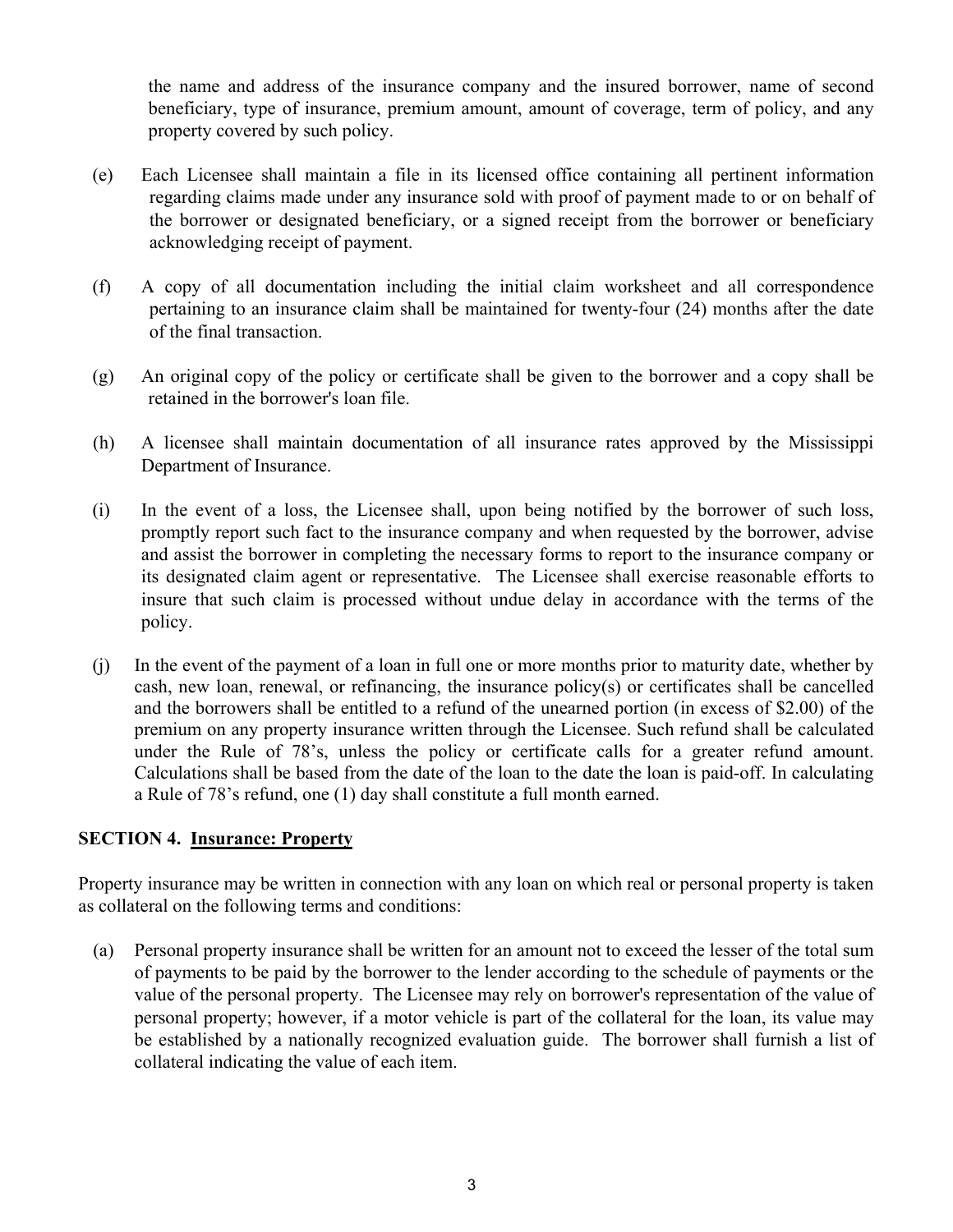the name and address of the insurance company and the insured borrower, name of second beneficiary, type of insurance, premium amount, amount of coverage, term of policy, and any property covered by such policy.

(e) Each Licensee shall maintain a file in its licensed office containing all pertinent information regarding claims made under any insurance sold with proof of payment made to or on behalf of the borrower or designated beneficiary, or a signed receipt from the borrower or beneficiary acknowledging receipt of payment.

(f) A copy of all documentation including the initial claim worksheet and all correspondence pertaining to an insurance claim shall be maintained for twenty-four (24) months after the date of the final transaction.

(g) An original copy of the policy or certificate shall be given to the borrower and a copy shall be retained in the borrower's loan file.

(h) A licensee shall maintain documentation of all insurance rates approved by the Mississippi Department of Insurance.

(i) In the event of a loss, the Licensee shall, upon being notified by the borrower of such loss, promptly report such fact to the insurance company and when requested by the borrower, advise and assist the borrower in completing the necessary forms to report to the insurance company or its designated claim agent or representative. The Licensee shall exercise reasonable efforts to insure that such claim is processed without undue delay in accordance with the terms of the policy.

(j) In the event of the payment of a loan in full one or more months prior to maturity date, whether by cash, new loan, renewal, or refinancing, the insurance policy(s) or certificates shall be cancelled and the borrowers shall be entitled to a refund of the unearned portion (in excess of $2.00) of the premium on any property insurance written through the Licensee. Such refund shall be calculated under the Rule of 78's, unless the policy or certificate calls for a greater refund amount. Calculations shall be based from the date of the loan to the date the loan is paid-off. In calculating a Rule of 78's refund, one (1) day shall constitute a full month earned.

## SECTION 4. Insurance: Property

Property insurance may be written in connection with any loan on which real or personal property is taken as collateral on the following terms and conditions:

(a) Personal property insurance shall be written for an amount not to exceed the lesser of the total sum of payments to be paid by the borrower to the lender according to the schedule of payments or the value of the personal property. The Licensee may rely on borrower's representation of the value of personal property; however, if a motor vehicle is part of the collateral for the loan, its value may be established by a nationally recognized evaluation guide. The borrower shall furnish a list of collateral indicating the value of each item.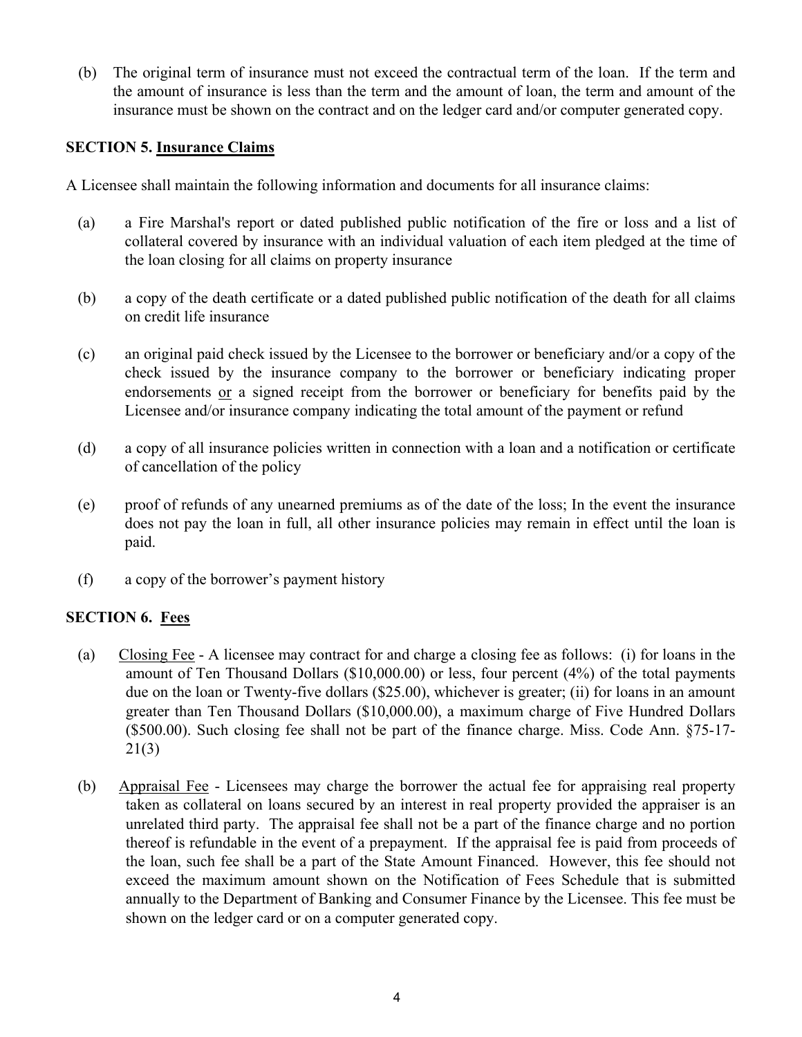(b) The original term of insurance must not exceed the contractual term of the loan. If the term and the amount of insurance is less than the term and the amount of loan, the term and amount of the insurance must be shown on the contract and on the ledger card and/or computer generated copy.

**SECTION 5. <u>Insurance Claims</u>**

A Licensee shall maintain the following information and documents for all insurance claims:

(a) a Fire Marshal's report or dated published public notification of the fire or loss and a list of collateral covered by insurance with an individual valuation of each item pledged at the time of the loan closing for all claims on property insurance

(b) a copy of the death certificate or a dated published public notification of the death for all claims on credit life insurance

(c) an original paid check issued by the Licensee to the borrower or beneficiary and/or a copy of the check issued by the insurance company to the borrower or beneficiary indicating proper endorsements <u>or</u> a signed receipt from the borrower or beneficiary for benefits paid by the Licensee and/or insurance company indicating the total amount of the payment or refund

(d) a copy of all insurance policies written in connection with a loan and a notification or certificate of cancellation of the policy

(e) proof of refunds of any unearned premiums as of the date of the loss; In the event the insurance does not pay the loan in full, all other insurance policies may remain in effect until the loan is paid.

(f) a copy of the borrower's payment history

**SECTION 6. <u>Fees</u>**

(a) <u>Closing Fee</u> - A licensee may contract for and charge a closing fee as follows: (i) for loans in the amount of Ten Thousand Dollars ($10,000.00) or less, four percent (4%) of the total payments due on the loan or Twenty-five dollars ($25.00), whichever is greater; (ii) for loans in an amount greater than Ten Thousand Dollars ($10,000.00), a maximum charge of Five Hundred Dollars ($500.00). Such closing fee shall not be part of the finance charge. Miss. Code Ann. §75-17-21(3)

(b) <u>Appraisal Fee</u> - Licensees may charge the borrower the actual fee for appraising real property taken as collateral on loans secured by an interest in real property provided the appraiser is an unrelated third party. The appraisal fee shall not be a part of the finance charge and no portion thereof is refundable in the event of a prepayment. If the appraisal fee is paid from proceeds of the loan, such fee shall be a part of the State Amount Financed. However, this fee should not exceed the maximum amount shown on the Notification of Fees Schedule that is submitted annually to the Department of Banking and Consumer Finance by the Licensee. This fee must be shown on the ledger card or on a computer generated copy.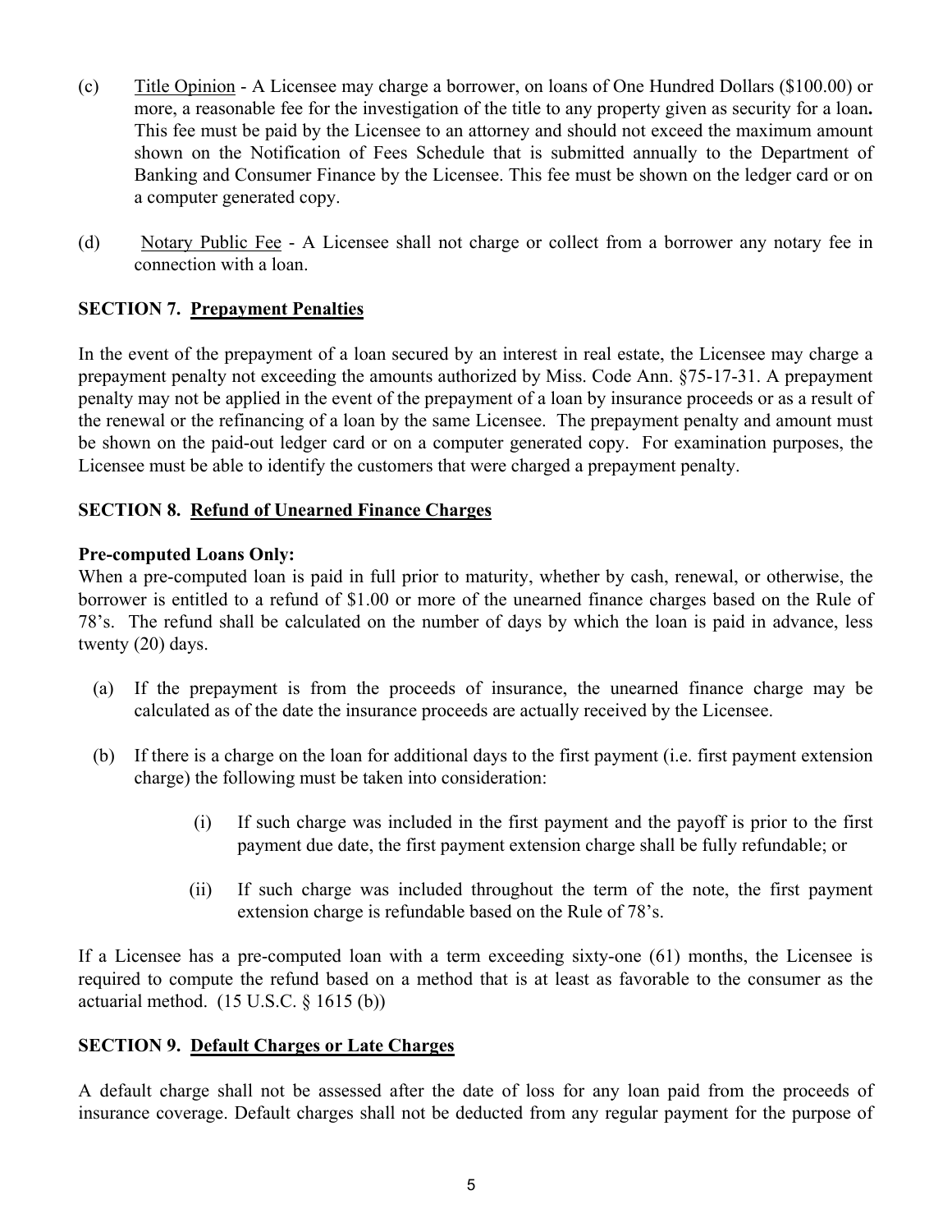(c) Title Opinion - A Licensee may charge a borrower, on loans of One Hundred Dollars ($100.00) or more, a reasonable fee for the investigation of the title to any property given as security for a loan**.** This fee must be paid by the Licensee to an attorney and should not exceed the maximum amount shown on the Notification of Fees Schedule that is submitted annually to the Department of Banking and Consumer Finance by the Licensee. This fee must be shown on the ledger card or on a computer generated copy.

(d) Notary Public Fee - A Licensee shall not charge or collect from a borrower any notary fee in connection with a loan.

**SECTION 7. Prepayment Penalties**

In the event of the prepayment of a loan secured by an interest in real estate, the Licensee may charge a prepayment penalty not exceeding the amounts authorized by Miss. Code Ann. §75-17-31. A prepayment penalty may not be applied in the event of the prepayment of a loan by insurance proceeds or as a result of the renewal or the refinancing of a loan by the same Licensee. The prepayment penalty and amount must be shown on the paid-out ledger card or on a computer generated copy. For examination purposes, the Licensee must be able to identify the customers that were charged a prepayment penalty.

**SECTION 8. Refund of Unearned Finance Charges**

**Pre-computed Loans Only:**
When a pre-computed loan is paid in full prior to maturity, whether by cash, renewal, or otherwise, the borrower is entitled to a refund of $1.00 or more of the unearned finance charges based on the Rule of 78's. The refund shall be calculated on the number of days by which the loan is paid in advance, less twenty (20) days.

(a) If the prepayment is from the proceeds of insurance, the unearned finance charge may be calculated as of the date the insurance proceeds are actually received by the Licensee.

(b) If there is a charge on the loan for additional days to the first payment (i.e. first payment extension charge) the following must be taken into consideration:

(i) If such charge was included in the first payment and the payoff is prior to the first payment due date, the first payment extension charge shall be fully refundable; or

(ii) If such charge was included throughout the term of the note, the first payment extension charge is refundable based on the Rule of 78's.

If a Licensee has a pre-computed loan with a term exceeding sixty-one (61) months, the Licensee is required to compute the refund based on a method that is at least as favorable to the consumer as the actuarial method. (15 U.S.C. § 1615 (b))

**SECTION 9. Default Charges or Late Charges**

A default charge shall not be assessed after the date of loss for any loan paid from the proceeds of insurance coverage. Default charges shall not be deducted from any regular payment for the purpose of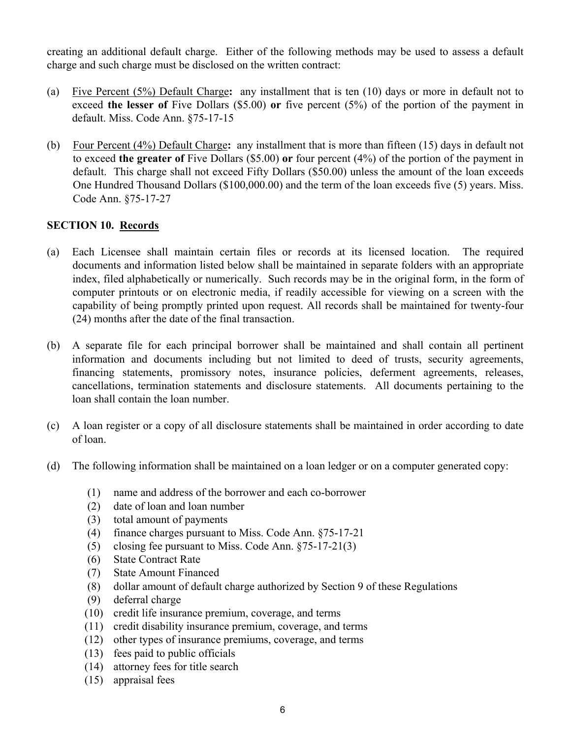creating an additional default charge. Either of the following methods may be used to assess a default charge and such charge must be disclosed on the written contract:

(a) Five Percent (5%) Default Charge**:** any installment that is ten (10) days or more in default not to exceed **the lesser of** Five Dollars ($5.00) **or** five percent (5%) of the portion of the payment in default. Miss. Code Ann. §75-17-15

(b) Four Percent (4%) Default Charge**:** any installment that is more than fifteen (15) days in default not to exceed **the greater of** Five Dollars ($5.00) **or** four percent (4%) of the portion of the payment in default. This charge shall not exceed Fifty Dollars ($50.00) unless the amount of the loan exceeds One Hundred Thousand Dollars ($100,000.00) and the term of the loan exceeds five (5) years. Miss. Code Ann. §75-17-27

**SECTION 10. Records**

(a) Each Licensee shall maintain certain files or records at its licensed location. The required documents and information listed below shall be maintained in separate folders with an appropriate index, filed alphabetically or numerically. Such records may be in the original form, in the form of computer printouts or on electronic media, if readily accessible for viewing on a screen with the capability of being promptly printed upon request. All records shall be maintained for twenty-four (24) months after the date of the final transaction.

(b) A separate file for each principal borrower shall be maintained and shall contain all pertinent information and documents including but not limited to deed of trusts, security agreements, financing statements, promissory notes, insurance policies, deferment agreements, releases, cancellations, termination statements and disclosure statements. All documents pertaining to the loan shall contain the loan number.

(c) A loan register or a copy of all disclosure statements shall be maintained in order according to date of loan.

(d) The following information shall be maintained on a loan ledger or on a computer generated copy:

   (1) name and address of the borrower and each co-borrower
   (2) date of loan and loan number
   (3) total amount of payments
   (4) finance charges pursuant to Miss. Code Ann. §75-17-21
   (5) closing fee pursuant to Miss. Code Ann. §75-17-21(3)
   (6) State Contract Rate
   (7) State Amount Financed
   (8) dollar amount of default charge authorized by Section 9 of these Regulations
   (9) deferral charge
   (10) credit life insurance premium, coverage, and terms
   (11) credit disability insurance premium, coverage, and terms
   (12) other types of insurance premiums, coverage, and terms
   (13) fees paid to public officials
   (14) attorney fees for title search
   (15) appraisal fees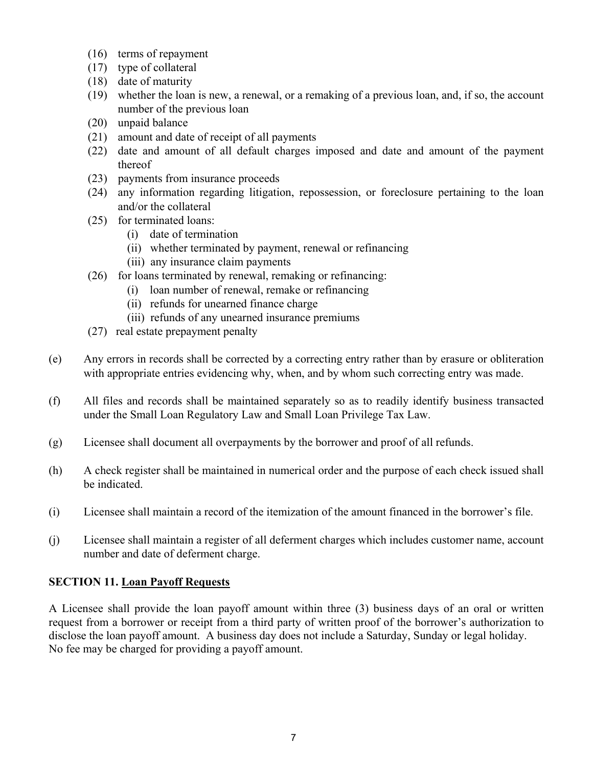(16) terms of repayment
(17) type of collateral
(18) date of maturity
(19) whether the loan is new, a renewal, or a remaking of a previous loan, and, if so, the account number of the previous loan
(20) unpaid balance
(21) amount and date of receipt of all payments
(22) date and amount of all default charges imposed and date and amount of the payment thereof
(23) payments from insurance proceeds
(24) any information regarding litigation, repossession, or foreclosure pertaining to the loan and/or the collateral
(25) for terminated loans:
    (i) date of termination
    (ii) whether terminated by payment, renewal or refinancing
    (iii) any insurance claim payments
(26) for loans terminated by renewal, remaking or refinancing:
    (i) loan number of renewal, remake or refinancing
    (ii) refunds for unearned finance charge
    (iii) refunds of any unearned insurance premiums
(27) real estate prepayment penalty

(e) Any errors in records shall be corrected by a correcting entry rather than by erasure or obliteration with appropriate entries evidencing why, when, and by whom such correcting entry was made.

(f) All files and records shall be maintained separately so as to readily identify business transacted under the Small Loan Regulatory Law and Small Loan Privilege Tax Law.

(g) Licensee shall document all overpayments by the borrower and proof of all refunds.

(h) A check register shall be maintained in numerical order and the purpose of each check issued shall be indicated.

(i) Licensee shall maintain a record of the itemization of the amount financed in the borrower's file.

(j) Licensee shall maintain a register of all deferment charges which includes customer name, account number and date of deferment charge.

**SECTION 11. <u>Loan Payoff Requests</u>**

A Licensee shall provide the loan payoff amount within three (3) business days of an oral or written request from a borrower or receipt from a third party of written proof of the borrower's authorization to disclose the loan payoff amount. A business day does not include a Saturday, Sunday or legal holiday. No fee may be charged for providing a payoff amount.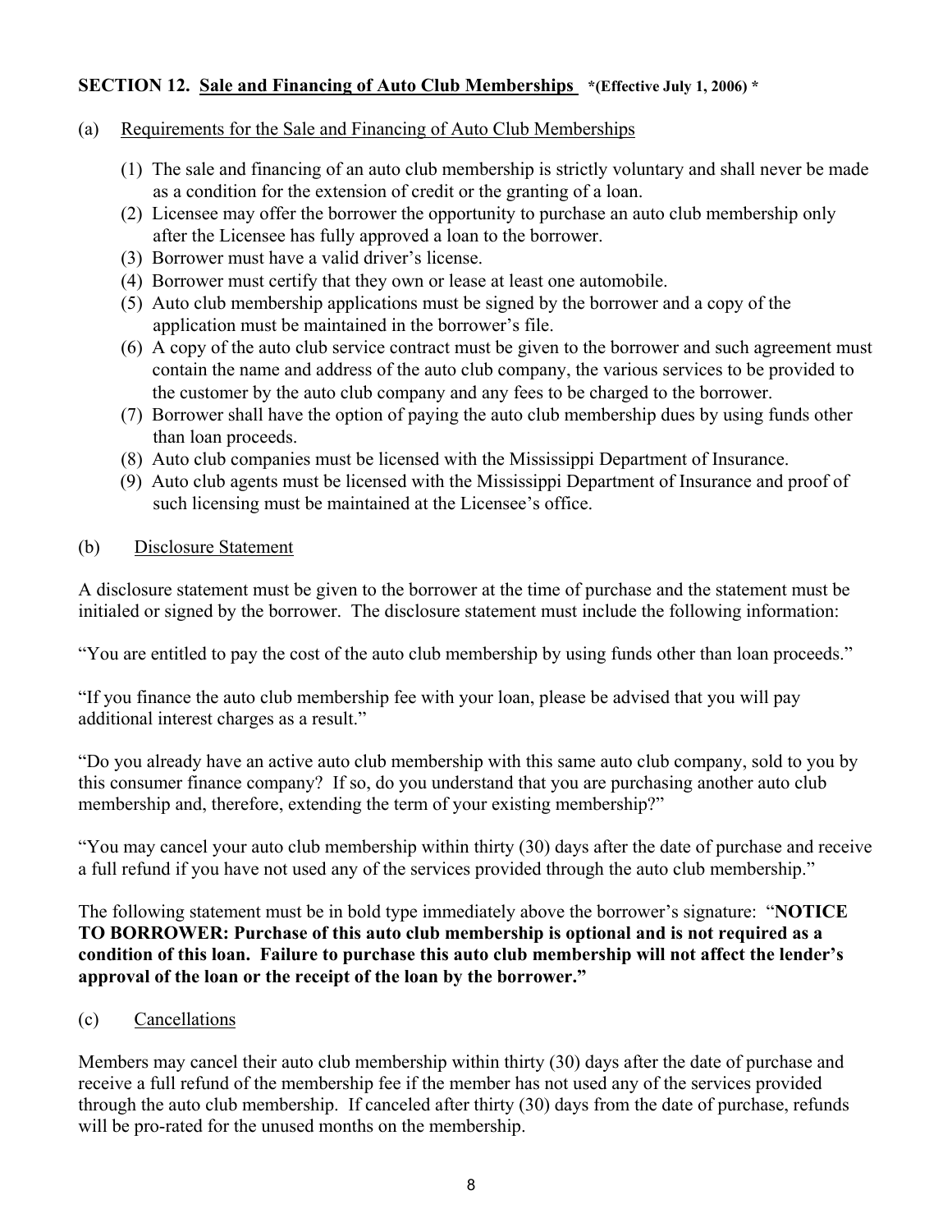**SECTION 12. Sale and Financing of Auto Club Memberships** **\*(Effective July 1, 2006) \***

(a) Requirements for the Sale and Financing of Auto Club Memberships

(1) The sale and financing of an auto club membership is strictly voluntary and shall never be made as a condition for the extension of credit or the granting of a loan.
(2) Licensee may offer the borrower the opportunity to purchase an auto club membership only after the Licensee has fully approved a loan to the borrower.
(3) Borrower must have a valid driver's license.
(4) Borrower must certify that they own or lease at least one automobile.
(5) Auto club membership applications must be signed by the borrower and a copy of the application must be maintained in the borrower's file.
(6) A copy of the auto club service contract must be given to the borrower and such agreement must contain the name and address of the auto club company, the various services to be provided to the customer by the auto club company and any fees to be charged to the borrower.
(7) Borrower shall have the option of paying the auto club membership dues by using funds other than loan proceeds.
(8) Auto club companies must be licensed with the Mississippi Department of Insurance.
(9) Auto club agents must be licensed with the Mississippi Department of Insurance and proof of such licensing must be maintained at the Licensee's office.

(b) Disclosure Statement

A disclosure statement must be given to the borrower at the time of purchase and the statement must be initialed or signed by the borrower. The disclosure statement must include the following information:

"You are entitled to pay the cost of the auto club membership by using funds other than loan proceeds."

"If you finance the auto club membership fee with your loan, please be advised that you will pay additional interest charges as a result."

"Do you already have an active auto club membership with this same auto club company, sold to you by this consumer finance company? If so, do you understand that you are purchasing another auto club membership and, therefore, extending the term of your existing membership?"

"You may cancel your auto club membership within thirty (30) days after the date of purchase and receive a full refund if you have not used any of the services provided through the auto club membership."

The following statement must be in bold type immediately above the borrower's signature: "**NOTICE TO BORROWER: Purchase of this auto club membership is optional and is not required as a condition of this loan. Failure to purchase this auto club membership will not affect the lender's approval of the loan or the receipt of the loan by the borrower."**

(c) Cancellations

Members may cancel their auto club membership within thirty (30) days after the date of purchase and receive a full refund of the membership fee if the member has not used any of the services provided through the auto club membership. If canceled after thirty (30) days from the date of purchase, refunds will be pro-rated for the unused months on the membership.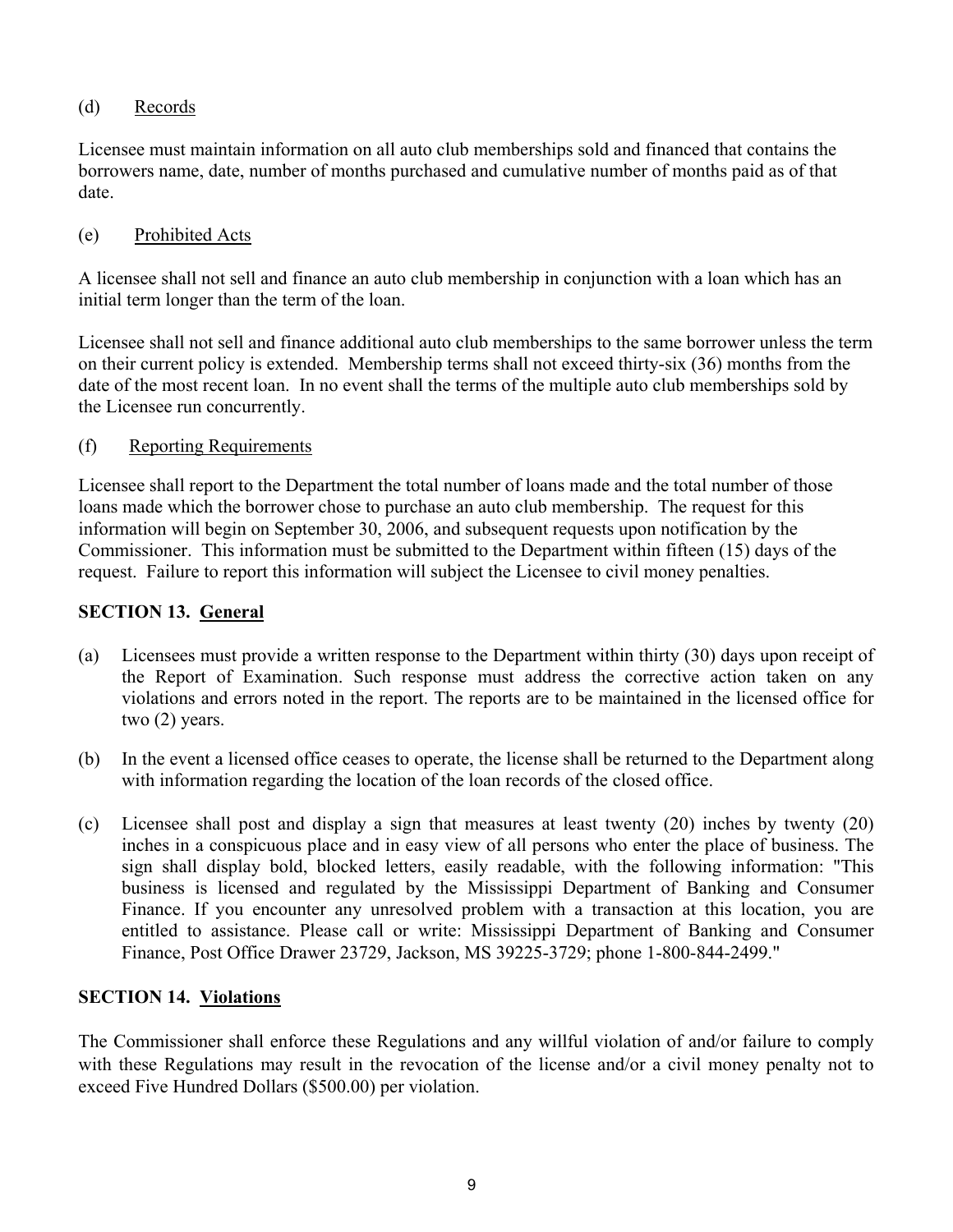(d) Records

Licensee must maintain information on all auto club memberships sold and financed that contains the borrowers name, date, number of months purchased and cumulative number of months paid as of that date.

(e) Prohibited Acts

A licensee shall not sell and finance an auto club membership in conjunction with a loan which has an initial term longer than the term of the loan.

Licensee shall not sell and finance additional auto club memberships to the same borrower unless the term on their current policy is extended. Membership terms shall not exceed thirty-six (36) months from the date of the most recent loan. In no event shall the terms of the multiple auto club memberships sold by the Licensee run concurrently.

(f) Reporting Requirements

Licensee shall report to the Department the total number of loans made and the total number of those loans made which the borrower chose to purchase an auto club membership. The request for this information will begin on September 30, 2006, and subsequent requests upon notification by the Commissioner. This information must be submitted to the Department within fifteen (15) days of the request. Failure to report this information will subject the Licensee to civil money penalties.

## SECTION 13. General

(a) Licensees must provide a written response to the Department within thirty (30) days upon receipt of the Report of Examination. Such response must address the corrective action taken on any violations and errors noted in the report. The reports are to be maintained in the licensed office for two (2) years.

(b) In the event a licensed office ceases to operate, the license shall be returned to the Department along with information regarding the location of the loan records of the closed office.

(c) Licensee shall post and display a sign that measures at least twenty (20) inches by twenty (20) inches in a conspicuous place and in easy view of all persons who enter the place of business. The sign shall display bold, blocked letters, easily readable, with the following information: "This business is licensed and regulated by the Mississippi Department of Banking and Consumer Finance. If you encounter any unresolved problem with a transaction at this location, you are entitled to assistance. Please call or write: Mississippi Department of Banking and Consumer Finance, Post Office Drawer 23729, Jackson, MS 39225-3729; phone 1-800-844-2499."

## SECTION 14. Violations

The Commissioner shall enforce these Regulations and any willful violation of and/or failure to comply with these Regulations may result in the revocation of the license and/or a civil money penalty not to exceed Five Hundred Dollars ($500.00) per violation.